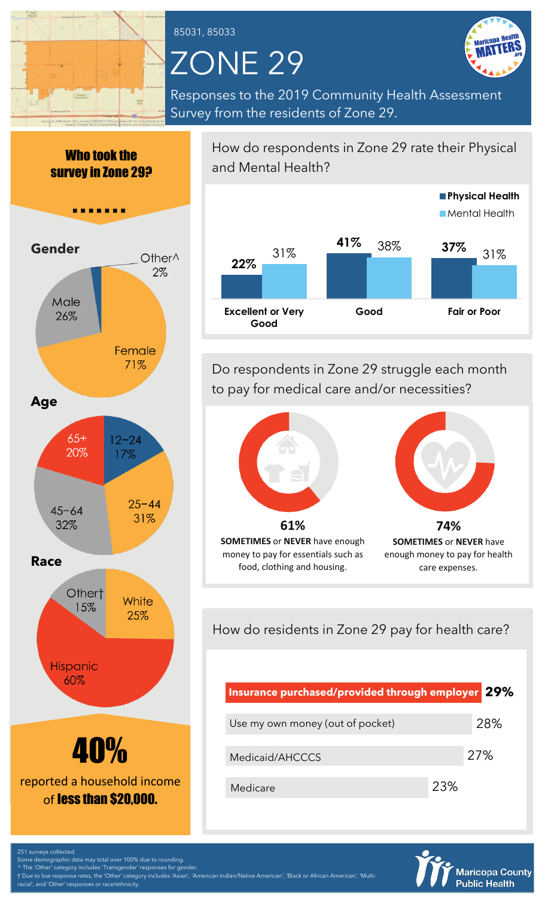85031, 85033

# ZONE 29

Responses to the 2019 Community Health Assessment Survey from the residents of Zone 29.

## Who took the survey in Zone 29?

### Gender

| Gender | Percent |
|---|---|
| Female | 71% |
| Male | 26% |
| Other^ | 2% |

### Age

| Age | Percent |
|---|---|
| 12–24 | 17% |
| 25–44 | 31% |
| 45–64 | 32% |
| 65+ | 20% |

### Race

| Race | Percent |
|---|---|
| White | 25% |
| Hispanic | 60% |
| Other† | 15% |

**40%** reported a household income of **less than $20,000.**

## How do respondents in Zone 29 rate their Physical and Mental Health?

| | Physical Health | Mental Health |
|---|---|---|
| Excellent or Very Good | 22% | 31% |
| Good | 41% | 38% |
| Fair or Poor | 37% | 31% |

## Do respondents in Zone 29 struggle each month to pay for medical care and/or necessities?

**61%** **SOMETIMES** or **NEVER** have enough money to pay for essentials such as food, clothing and housing.

**74%** **SOMETIMES** or **NEVER** have enough money to pay for health care expenses.

## How do residents in Zone 29 pay for health care?

| Payment method | Percent |
|---|---|
| **Insurance purchased/provided through employer** | **29%** |
| Use my own money (out of pocket) | 28% |
| Medicaid/AHCCCS | 27% |
| Medicare | 23% |

251 surveys collected.
Some demographic data may total over 100% due to rounding.
^ The 'Other' category includes 'Transgender' responses for gender.
† Due to low response rates, the 'Other' category includes 'Asian', 'American Indian/Native American', 'Black or African American', 'Multi-racial', and 'Other' responses or race/ethnicity.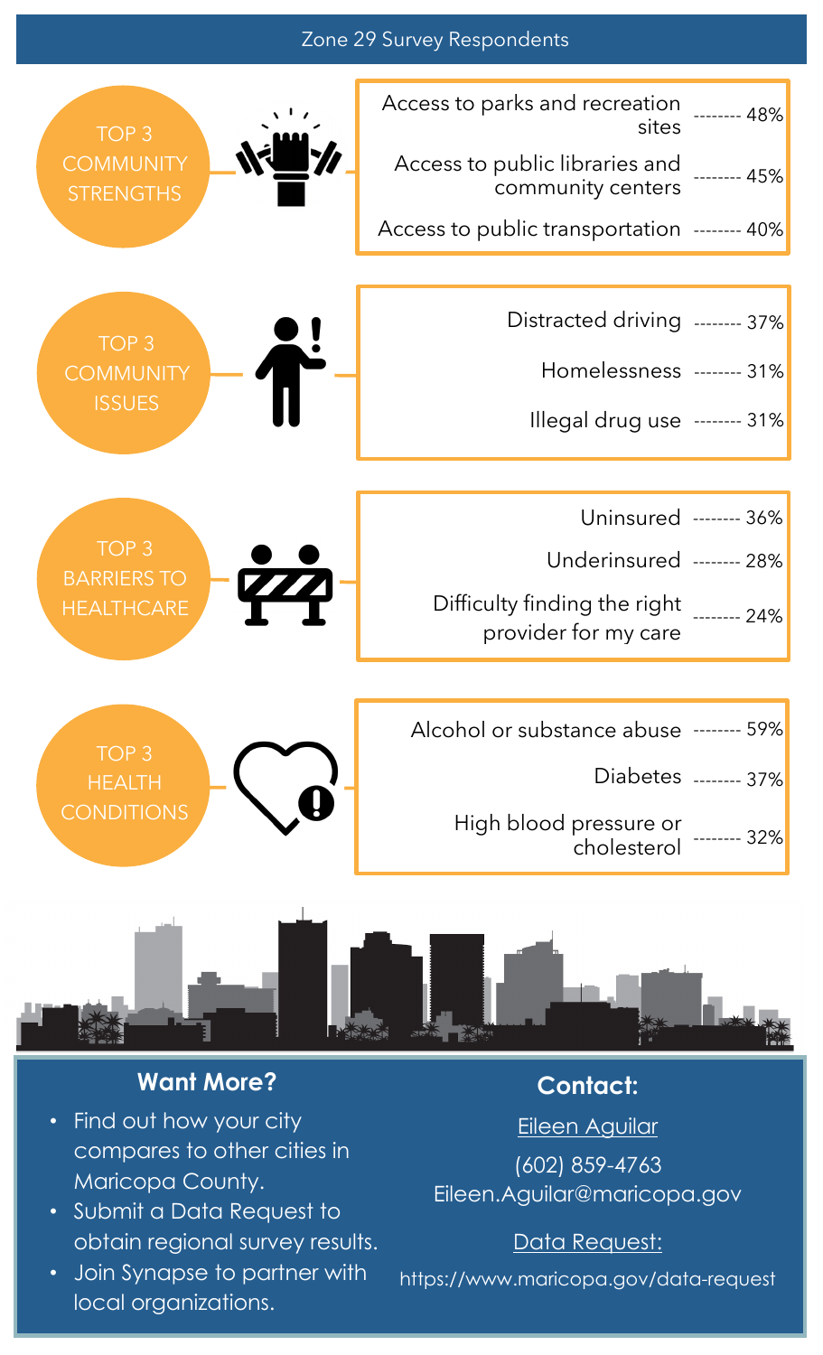## Zone 29 Survey Respondents

### TOP 3 COMMUNITY STRENGTHS

- Access to parks and recreation sites -------- 48%
- Access to public libraries and community centers -------- 45%
- Access to public transportation -------- 40%

### TOP 3 COMMUNITY ISSUES

- Distracted driving -------- 37%
- Homelessness -------- 31%
- Illegal drug use -------- 31%

### TOP 3 BARRIERS TO HEALTHCARE

- Uninsured -------- 36%
- Underinsured -------- 28%
- Difficulty finding the right provider for my care -------- 24%

### TOP 3 HEALTH CONDITIONS

- Alcohol or substance abuse -------- 59%
- Diabetes -------- 37%
- High blood pressure or cholesterol -------- 32%

## Want More?

- Find out how your city compares to other cities in Maricopa County.
- Submit a Data Request to obtain regional survey results.
- Join Synapse to partner with local organizations.

## Contact:

Eileen Aguilar

(602) 859-4763

Eileen.Aguilar@maricopa.gov

Data Request:

https://www.maricopa.gov/data-request